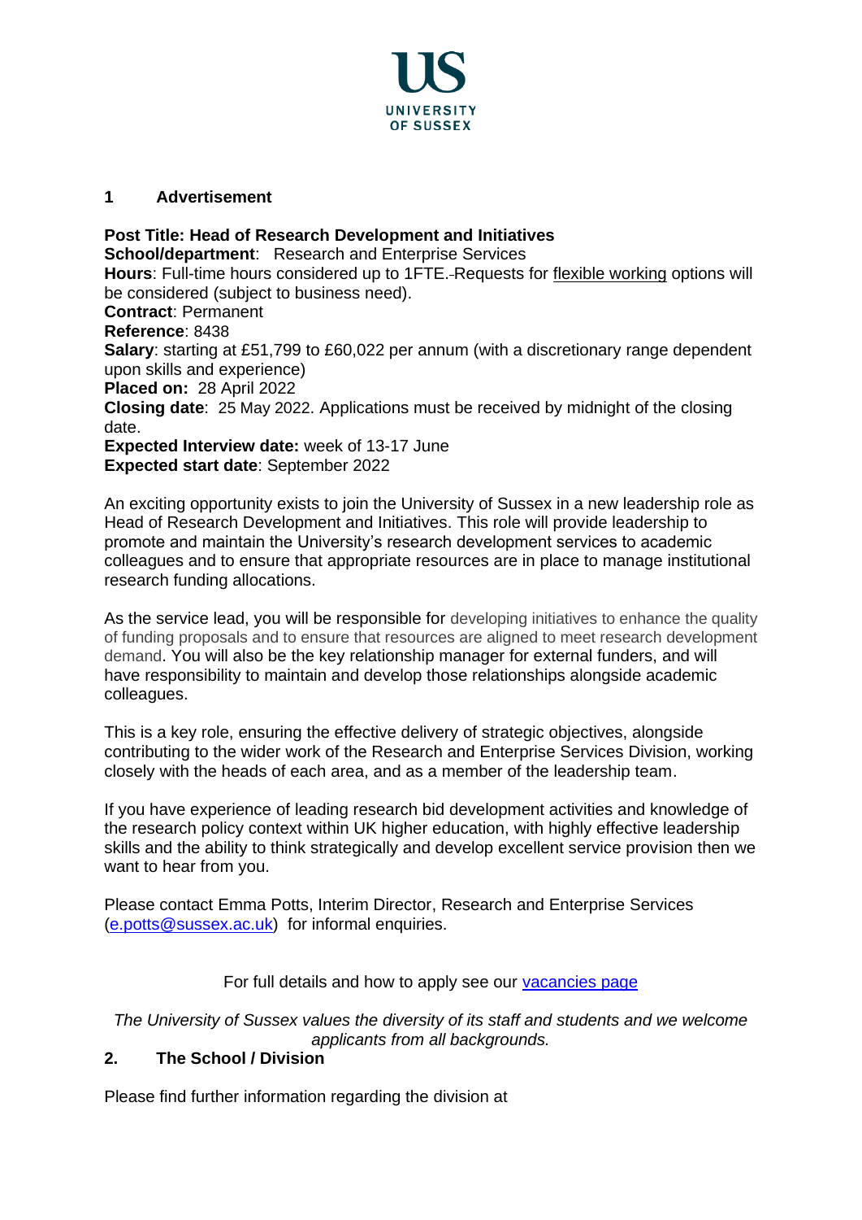UNIVERSITY OF SUSSEX

## 1 Advertisement

**Post Title: Head of Research Development and Initiatives**
**School/department**: Research and Enterprise Services
**Hours**: Full-time hours considered up to 1FTE. Requests for flexible working options will be considered (subject to business need).
**Contract**: Permanent
**Reference**: 8438
**Salary**: starting at £51,799 to £60,022 per annum (with a discretionary range dependent upon skills and experience)
**Placed on:** 28 April 2022
**Closing date**: 25 May 2022. Applications must be received by midnight of the closing date.
**Expected Interview date:** week of 13-17 June
**Expected start date**: September 2022

An exciting opportunity exists to join the University of Sussex in a new leadership role as Head of Research Development and Initiatives. This role will provide leadership to promote and maintain the University's research development services to academic colleagues and to ensure that appropriate resources are in place to manage institutional research funding allocations.

As the service lead, you will be responsible for developing initiatives to enhance the quality of funding proposals and to ensure that resources are aligned to meet research development demand. You will also be the key relationship manager for external funders, and will have responsibility to maintain and develop those relationships alongside academic colleagues.

This is a key role, ensuring the effective delivery of strategic objectives, alongside contributing to the wider work of the Research and Enterprise Services Division, working closely with the heads of each area, and as a member of the leadership team.

If you have experience of leading research bid development activities and knowledge of the research policy context within UK higher education, with highly effective leadership skills and the ability to think strategically and develop excellent service provision then we want to hear from you.

Please contact Emma Potts, Interim Director, Research and Enterprise Services (e.potts@sussex.ac.uk) for informal enquiries.

For full details and how to apply see our vacancies page

*The University of Sussex values the diversity of its staff and students and we welcome applicants from all backgrounds.*

## 2. The School / Division

Please find further information regarding the division at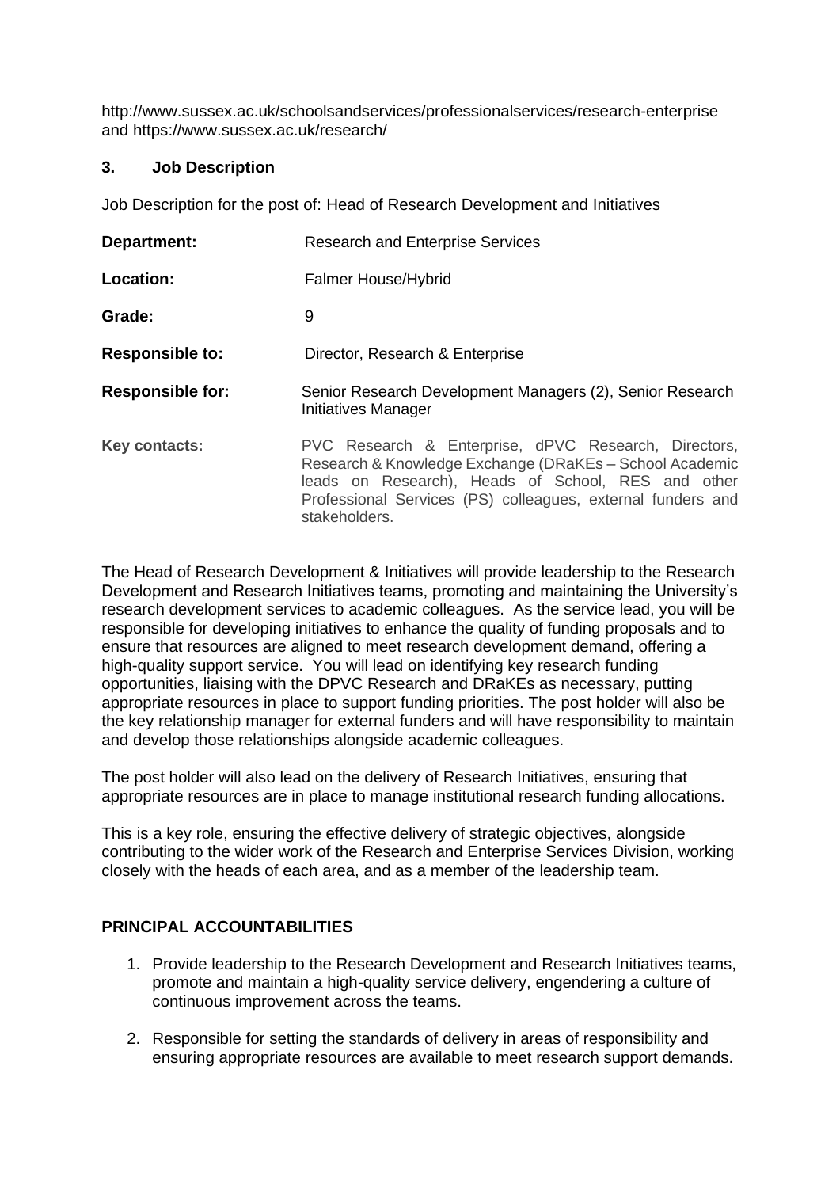http://www.sussex.ac.uk/schoolsandservices/professionalservices/research-enterprise and https://www.sussex.ac.uk/research/

## 3. Job Description

Job Description for the post of: Head of Research Development and Initiatives

| | |
|---|---|
| **Department:** | Research and Enterprise Services |
| **Location:** | Falmer House/Hybrid |
| **Grade:** | 9 |
| **Responsible to:** | Director, Research & Enterprise |
| **Responsible for:** | Senior Research Development Managers (2), Senior Research Initiatives Manager |
| **Key contacts:** | PVC Research & Enterprise, dPVC Research, Directors, Research & Knowledge Exchange (DRaKEs – School Academic leads on Research), Heads of School, RES and other Professional Services (PS) colleagues, external funders and stakeholders. |

The Head of Research Development & Initiatives will provide leadership to the Research Development and Research Initiatives teams, promoting and maintaining the University's research development services to academic colleagues. As the service lead, you will be responsible for developing initiatives to enhance the quality of funding proposals and to ensure that resources are aligned to meet research development demand, offering a high-quality support service. You will lead on identifying key research funding opportunities, liaising with the DPVC Research and DRaKEs as necessary, putting appropriate resources in place to support funding priorities. The post holder will also be the key relationship manager for external funders and will have responsibility to maintain and develop those relationships alongside academic colleagues.

The post holder will also lead on the delivery of Research Initiatives, ensuring that appropriate resources are in place to manage institutional research funding allocations.

This is a key role, ensuring the effective delivery of strategic objectives, alongside contributing to the wider work of the Research and Enterprise Services Division, working closely with the heads of each area, and as a member of the leadership team.

### PRINCIPAL ACCOUNTABILITIES

1. Provide leadership to the Research Development and Research Initiatives teams, promote and maintain a high-quality service delivery, engendering a culture of continuous improvement across the teams.
2. Responsible for setting the standards of delivery in areas of responsibility and ensuring appropriate resources are available to meet research support demands.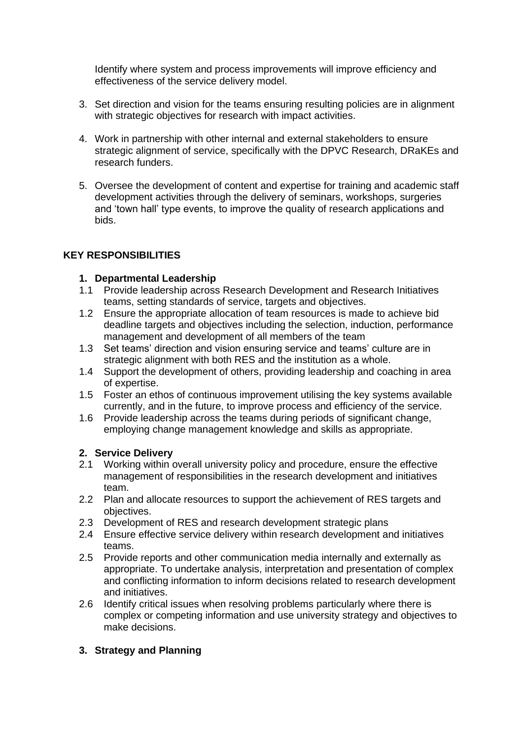Identify where system and process improvements will improve efficiency and effectiveness of the service delivery model.

3. Set direction and vision for the teams ensuring resulting policies are in alignment with strategic objectives for research with impact activities.

4. Work in partnership with other internal and external stakeholders to ensure strategic alignment of service, specifically with the DPVC Research, DRaKEs and research funders.

5. Oversee the development of content and expertise for training and academic staff development activities through the delivery of seminars, workshops, surgeries and 'town hall' type events, to improve the quality of research applications and bids.

## KEY RESPONSIBILITIES

### 1. Departmental Leadership

1.1 Provide leadership across Research Development and Research Initiatives teams, setting standards of service, targets and objectives.

1.2 Ensure the appropriate allocation of team resources is made to achieve bid deadline targets and objectives including the selection, induction, performance management and development of all members of the team

1.3 Set teams' direction and vision ensuring service and teams' culture are in strategic alignment with both RES and the institution as a whole.

1.4 Support the development of others, providing leadership and coaching in area of expertise.

1.5 Foster an ethos of continuous improvement utilising the key systems available currently, and in the future, to improve process and efficiency of the service.

1.6 Provide leadership across the teams during periods of significant change, employing change management knowledge and skills as appropriate.

### 2. Service Delivery

2.1 Working within overall university policy and procedure, ensure the effective management of responsibilities in the research development and initiatives team.

2.2 Plan and allocate resources to support the achievement of RES targets and objectives.

2.3 Development of RES and research development strategic plans

2.4 Ensure effective service delivery within research development and initiatives teams.

2.5 Provide reports and other communication media internally and externally as appropriate. To undertake analysis, interpretation and presentation of complex and conflicting information to inform decisions related to research development and initiatives.

2.6 Identify critical issues when resolving problems particularly where there is complex or competing information and use university strategy and objectives to make decisions.

### 3. Strategy and Planning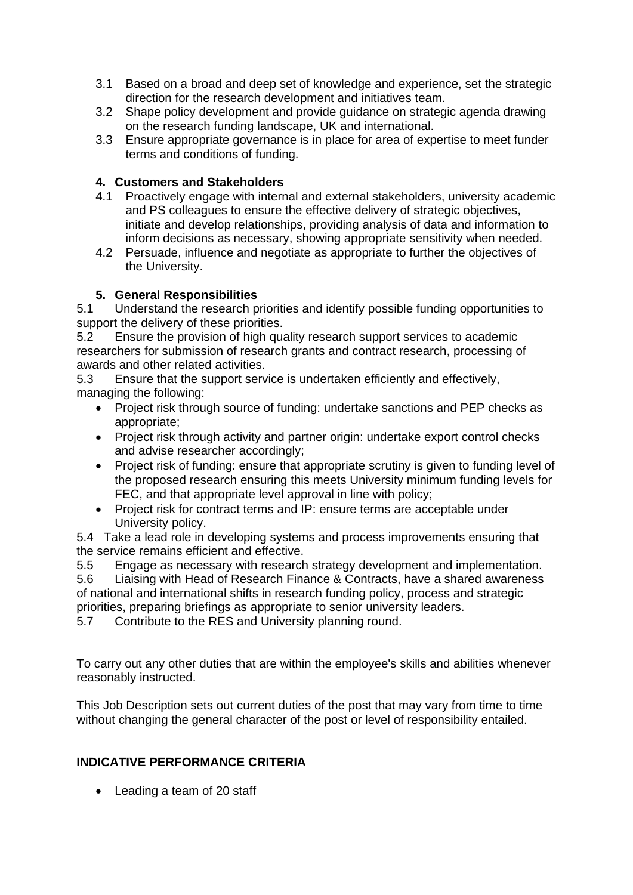3.1 Based on a broad and deep set of knowledge and experience, set the strategic direction for the research development and initiatives team.

3.2 Shape policy development and provide guidance on strategic agenda drawing on the research funding landscape, UK and international.

3.3 Ensure appropriate governance is in place for area of expertise to meet funder terms and conditions of funding.

**4. Customers and Stakeholders**

4.1 Proactively engage with internal and external stakeholders, university academic and PS colleagues to ensure the effective delivery of strategic objectives, initiate and develop relationships, providing analysis of data and information to inform decisions as necessary, showing appropriate sensitivity when needed.

4.2 Persuade, influence and negotiate as appropriate to further the objectives of the University.

**5. General Responsibilities**

5.1 Understand the research priorities and identify possible funding opportunities to support the delivery of these priorities.

5.2 Ensure the provision of high quality research support services to academic researchers for submission of research grants and contract research, processing of awards and other related activities.

5.3 Ensure that the support service is undertaken efficiently and effectively, managing the following:

- Project risk through source of funding: undertake sanctions and PEP checks as appropriate;
- Project risk through activity and partner origin: undertake export control checks and advise researcher accordingly;
- Project risk of funding: ensure that appropriate scrutiny is given to funding level of the proposed research ensuring this meets University minimum funding levels for FEC, and that appropriate level approval in line with policy;
- Project risk for contract terms and IP: ensure terms are acceptable under University policy.

5.4 Take a lead role in developing systems and process improvements ensuring that the service remains efficient and effective.

5.5 Engage as necessary with research strategy development and implementation.

5.6 Liaising with Head of Research Finance & Contracts, have a shared awareness of national and international shifts in research funding policy, process and strategic priorities, preparing briefings as appropriate to senior university leaders.

5.7 Contribute to the RES and University planning round.

To carry out any other duties that are within the employee's skills and abilities whenever reasonably instructed.

This Job Description sets out current duties of the post that may vary from time to time without changing the general character of the post or level of responsibility entailed.

**INDICATIVE PERFORMANCE CRITERIA**

- Leading a team of 20 staff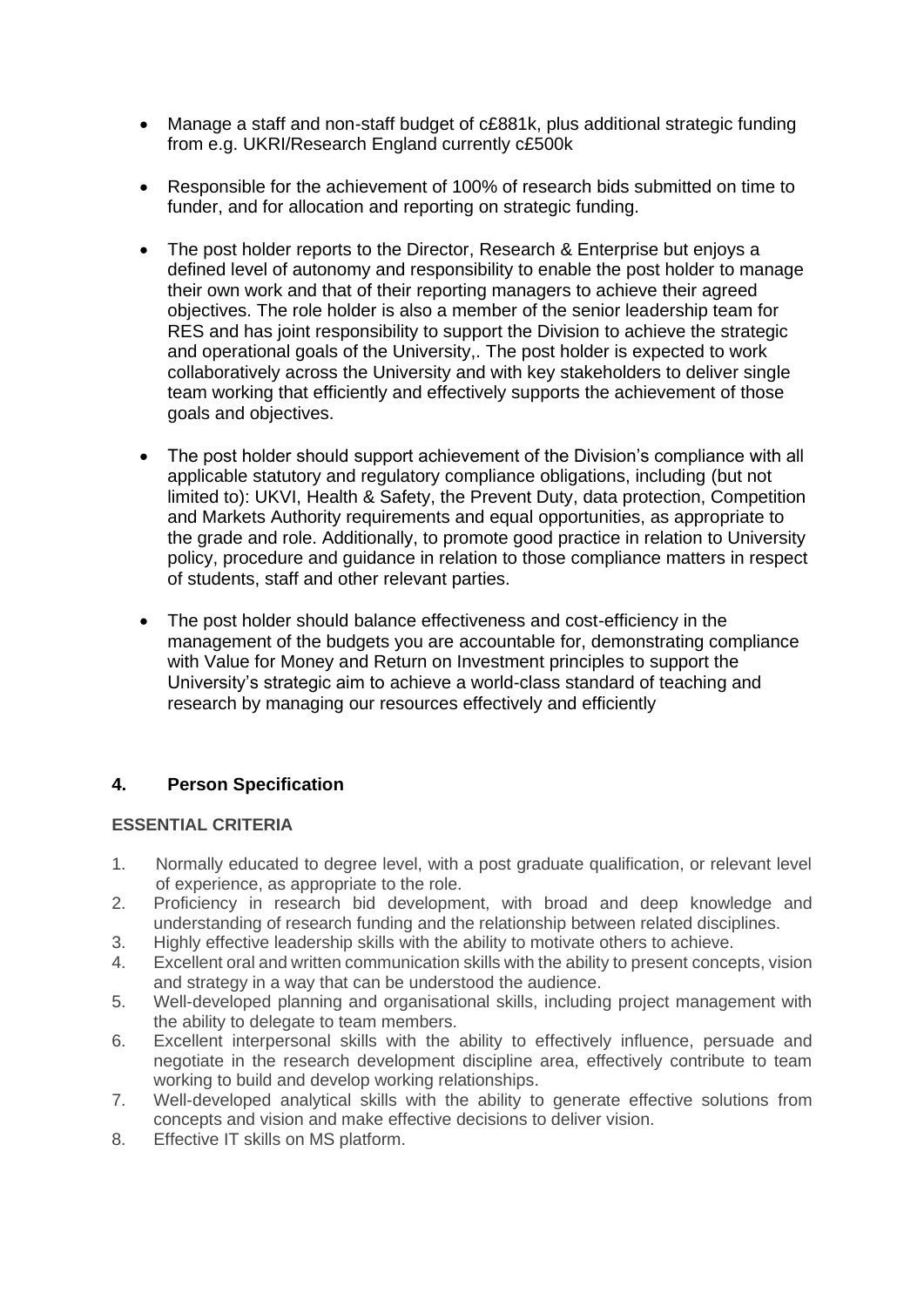- Manage a staff and non-staff budget of c£881k, plus additional strategic funding from e.g. UKRI/Research England currently c£500k

- Responsible for the achievement of 100% of research bids submitted on time to funder, and for allocation and reporting on strategic funding.

- The post holder reports to the Director, Research & Enterprise but enjoys a defined level of autonomy and responsibility to enable the post holder to manage their own work and that of their reporting managers to achieve their agreed objectives. The role holder is also a member of the senior leadership team for RES and has joint responsibility to support the Division to achieve the strategic and operational goals of the University,. The post holder is expected to work collaboratively across the University and with key stakeholders to deliver single team working that efficiently and effectively supports the achievement of those goals and objectives.

- The post holder should support achievement of the Division's compliance with all applicable statutory and regulatory compliance obligations, including (but not limited to): UKVI, Health & Safety, the Prevent Duty, data protection, Competition and Markets Authority requirements and equal opportunities, as appropriate to the grade and role. Additionally, to promote good practice in relation to University policy, procedure and guidance in relation to those compliance matters in respect of students, staff and other relevant parties.

- The post holder should balance effectiveness and cost-efficiency in the management of the budgets you are accountable for, demonstrating compliance with Value for Money and Return on Investment principles to support the University's strategic aim to achieve a world-class standard of teaching and research by managing our resources effectively and efficiently

## 4. Person Specification

### ESSENTIAL CRITERIA

1. Normally educated to degree level, with a post graduate qualification, or relevant level of experience, as appropriate to the role.
2. Proficiency in research bid development, with broad and deep knowledge and understanding of research funding and the relationship between related disciplines.
3. Highly effective leadership skills with the ability to motivate others to achieve.
4. Excellent oral and written communication skills with the ability to present concepts, vision and strategy in a way that can be understood the audience.
5. Well-developed planning and organisational skills, including project management with the ability to delegate to team members.
6. Excellent interpersonal skills with the ability to effectively influence, persuade and negotiate in the research development discipline area, effectively contribute to team working to build and develop working relationships.
7. Well-developed analytical skills with the ability to generate effective solutions from concepts and vision and make effective decisions to deliver vision.
8. Effective IT skills on MS platform.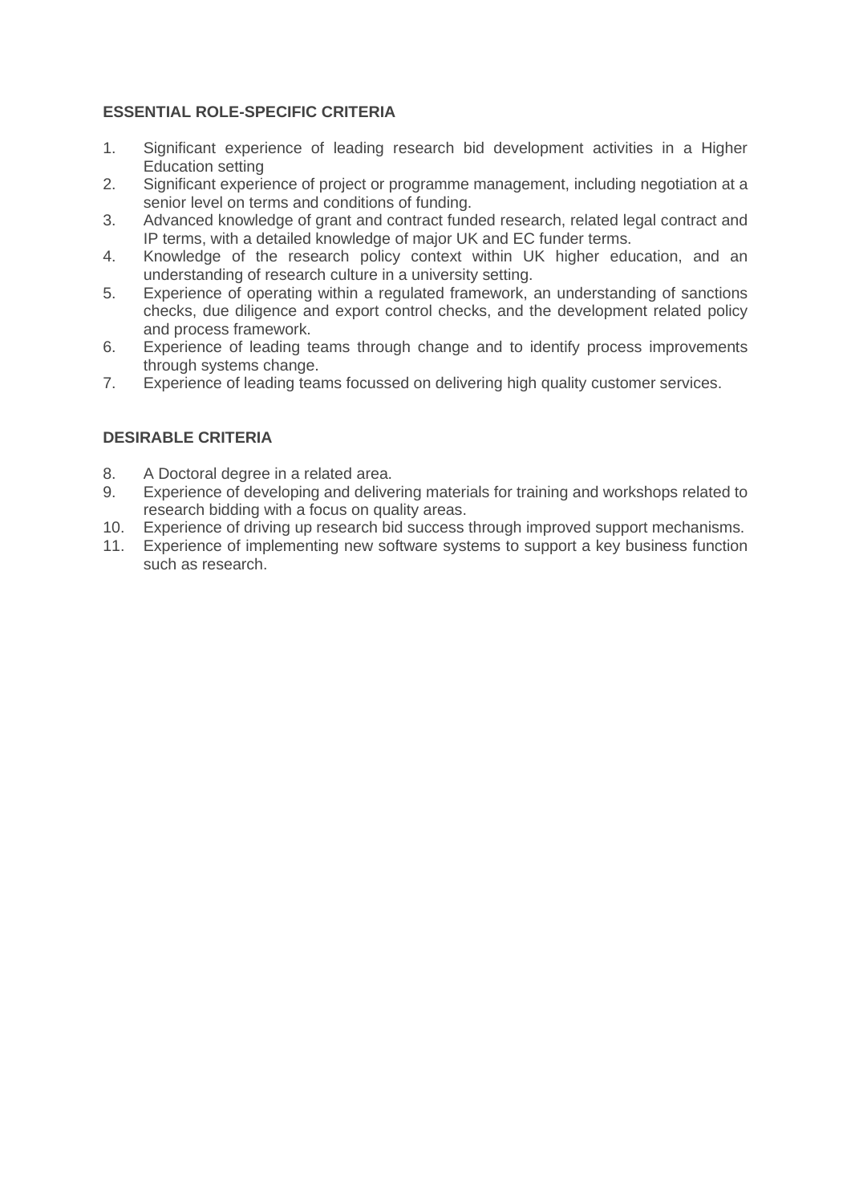**ESSENTIAL ROLE-SPECIFIC CRITERIA**

1. Significant experience of leading research bid development activities in a Higher Education setting
2. Significant experience of project or programme management, including negotiation at a senior level on terms and conditions of funding.
3. Advanced knowledge of grant and contract funded research, related legal contract and IP terms, with a detailed knowledge of major UK and EC funder terms.
4. Knowledge of the research policy context within UK higher education, and an understanding of research culture in a university setting.
5. Experience of operating within a regulated framework, an understanding of sanctions checks, due diligence and export control checks, and the development related policy and process framework.
6. Experience of leading teams through change and to identify process improvements through systems change.
7. Experience of leading teams focussed on delivering high quality customer services.

**DESIRABLE CRITERIA**

8. A Doctoral degree in a related area.
9. Experience of developing and delivering materials for training and workshops related to research bidding with a focus on quality areas.
10. Experience of driving up research bid success through improved support mechanisms.
11. Experience of implementing new software systems to support a key business function such as research.